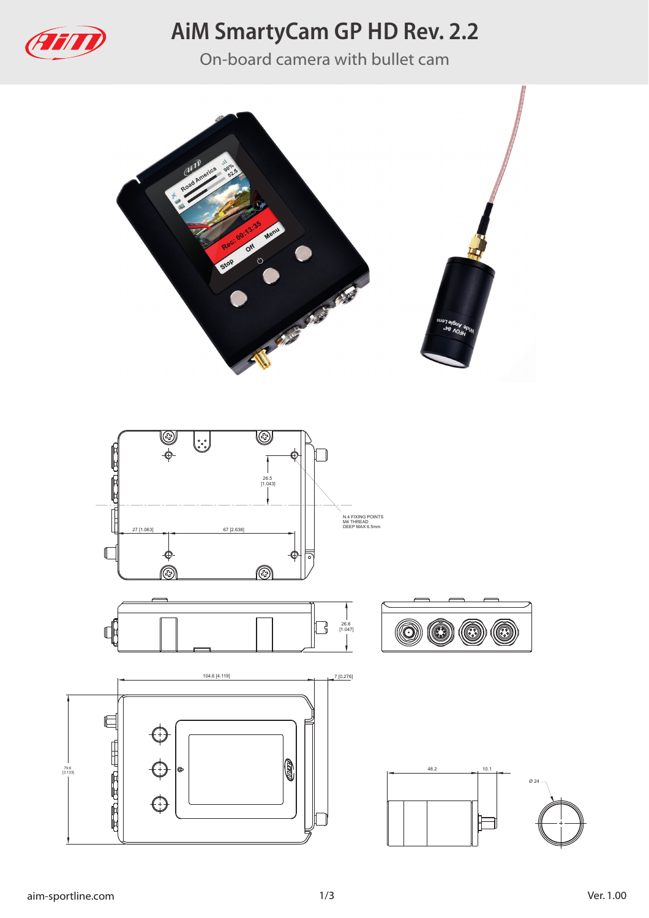# AiM SmartyCam GP HD Rev. 2.2

On-board camera with bullet cam

26.5
[1.043]

N.4 FIXING POINTS
M4 THREAD
DEEP MAX 6.5mm

27 [1.063]

67 [2.638]

26.6
[1.047]

104.6 [4.119]

7 [0.276]

79.6
[3.133]

48.2

10.1

Ø 24

aim-sportline.com

Ver. 1.00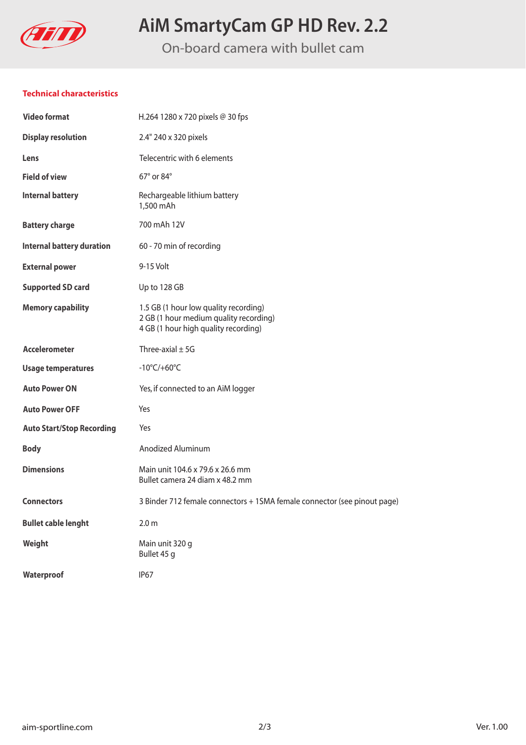# AiM SmartyCam GP HD Rev. 2.2

On-board camera with bullet cam

## Technical characteristics

| | |
|---|---|
| **Video format** | H.264 1280 x 720 pixels @ 30 fps |
| **Display resolution** | 2.4" 240 x 320 pixels |
| **Lens** | Telecentric with 6 elements |
| **Field of view** | 67° or 84° |
| **Internal battery** | Rechargeable lithium battery<br>1,500 mAh |
| **Battery charge** | 700 mAh 12V |
| **Internal battery duration** | 60 - 70 min of recording |
| **External power** | 9-15 Volt |
| **Supported SD card** | Up to 128 GB |
| **Memory capability** | 1.5 GB (1 hour low quality recording)<br>2 GB (1 hour medium quality recording)<br>4 GB (1 hour high quality recording) |
| **Accelerometer** | Three-axial ± 5G |
| **Usage temperatures** | -10°C/+60°C |
| **Auto Power ON** | Yes, if connected to an AiM logger |
| **Auto Power OFF** | Yes |
| **Auto Start/Stop Recording** | Yes |
| **Body** | Anodized Aluminum |
| **Dimensions** | Main unit 104.6 x 79.6 x 26.6 mm<br>Bullet camera 24 diam x 48.2 mm |
| **Connectors** | 3 Binder 712 female connectors + 1SMA female connector (see pinout page) |
| **Bullet cable lenght** | 2.0 m |
| **Weight** | Main unit 320 g<br>Bullet 45 g |
| **Waterproof** | IP67 |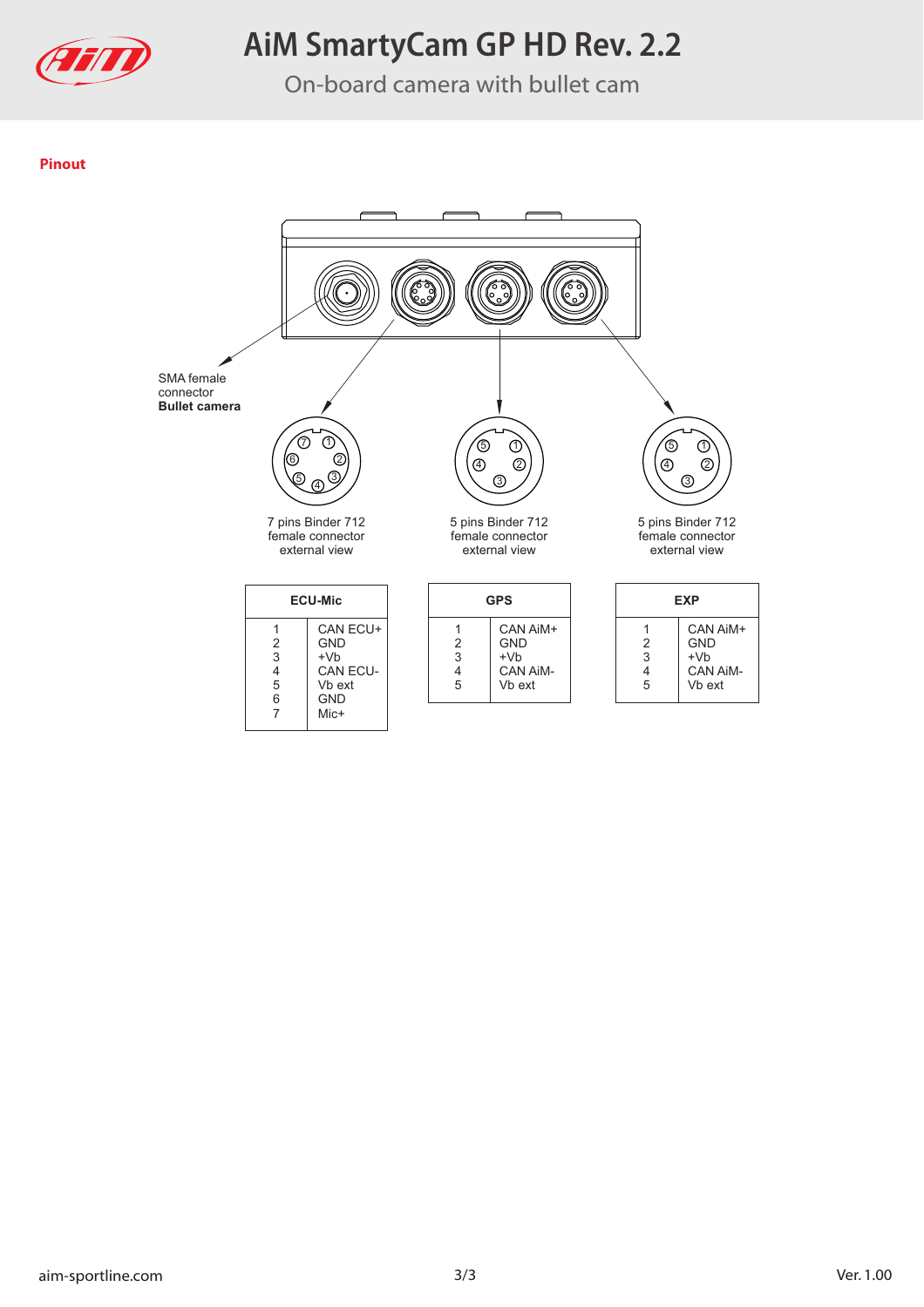# AiM SmartyCam GP HD Rev. 2.2

On-board camera with bullet cam

## Pinout

SMA female connector
**Bullet camera**

7 pins Binder 712
female connector
external view

5 pins Binder 712
female connector
external view

5 pins Binder 712
female connector
external view

| ECU-Mic | |
|---|---|
| 1 | CAN ECU+ |
| 2 | GND |
| 3 | +Vb |
| 4 | CAN ECU- |
| 5 | Vb ext |
| 6 | GND |
| 7 | Mic+ |

| GPS | |
|---|---|
| 1 | CAN AiM+ |
| 2 | GND |
| 3 | +Vb |
| 4 | CAN AiM- |
| 5 | Vb ext |

| EXP | |
|---|---|
| 1 | CAN AiM+ |
| 2 | GND |
| 3 | +Vb |
| 4 | CAN AiM- |
| 5 | Vb ext |

aim-sportline.com

Ver. 1.00